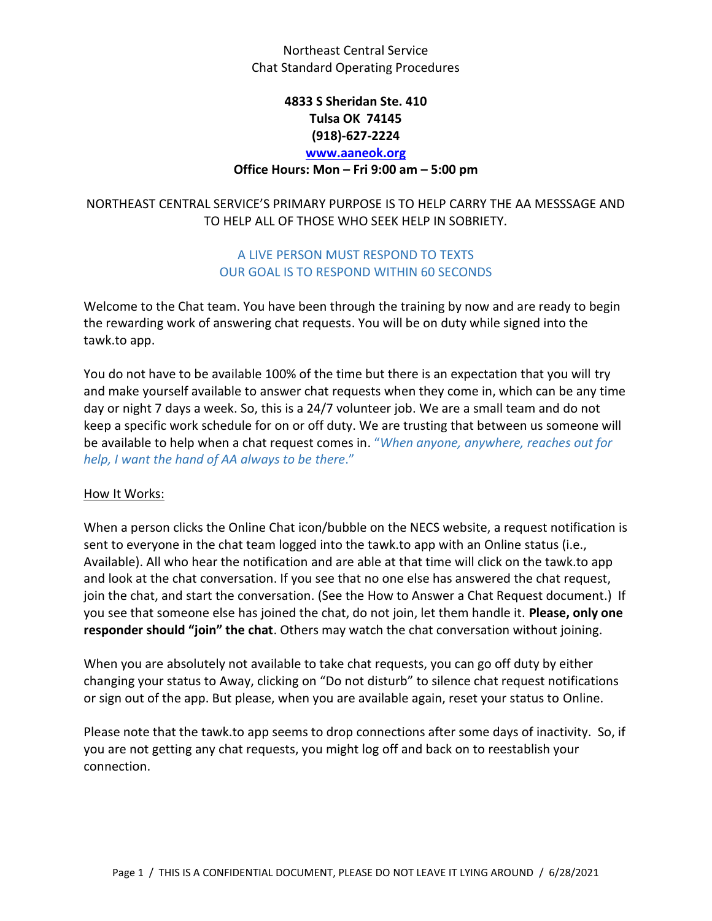Northeast Central Service
Chat Standard Operating Procedures

**4833 S Sheridan Ste. 410**
**Tulsa OK 74145**
**(918)-627-2224**
**[www.aaneok.org](http://www.aaneok.org)**
**Office Hours: Mon – Fri 9:00 am – 5:00 pm**

NORTHEAST CENTRAL SERVICE'S PRIMARY PURPOSE IS TO HELP CARRY THE AA MESSSAGE AND TO HELP ALL OF THOSE WHO SEEK HELP IN SOBRIETY.

A LIVE PERSON MUST RESPOND TO TEXTS
OUR GOAL IS TO RESPOND WITHIN 60 SECONDS

Welcome to the Chat team. You have been through the training by now and are ready to begin the rewarding work of answering chat requests. You will be on duty while signed into the tawk.to app.

You do not have to be available 100% of the time but there is an expectation that you will try and make yourself available to answer chat requests when they come in, which can be any time day or night 7 days a week. So, this is a 24/7 volunteer job. We are a small team and do not keep a specific work schedule for on or off duty. We are trusting that between us someone will be available to help when a chat request comes in. "*When anyone, anywhere, reaches out for help, I want the hand of AA always to be there*."

How It Works:

When a person clicks the Online Chat icon/bubble on the NECS website, a request notification is sent to everyone in the chat team logged into the tawk.to app with an Online status (i.e., Available). All who hear the notification and are able at that time will click on the tawk.to app and look at the chat conversation. If you see that no one else has answered the chat request, join the chat, and start the conversation. (See the How to Answer a Chat Request document.) If you see that someone else has joined the chat, do not join, let them handle it. **Please, only one responder should "join" the chat**. Others may watch the chat conversation without joining.

When you are absolutely not available to take chat requests, you can go off duty by either changing your status to Away, clicking on "Do not disturb" to silence chat request notifications or sign out of the app. But please, when you are available again, reset your status to Online.

Please note that the tawk.to app seems to drop connections after some days of inactivity. So, if you are not getting any chat requests, you might log off and back on to reestablish your connection.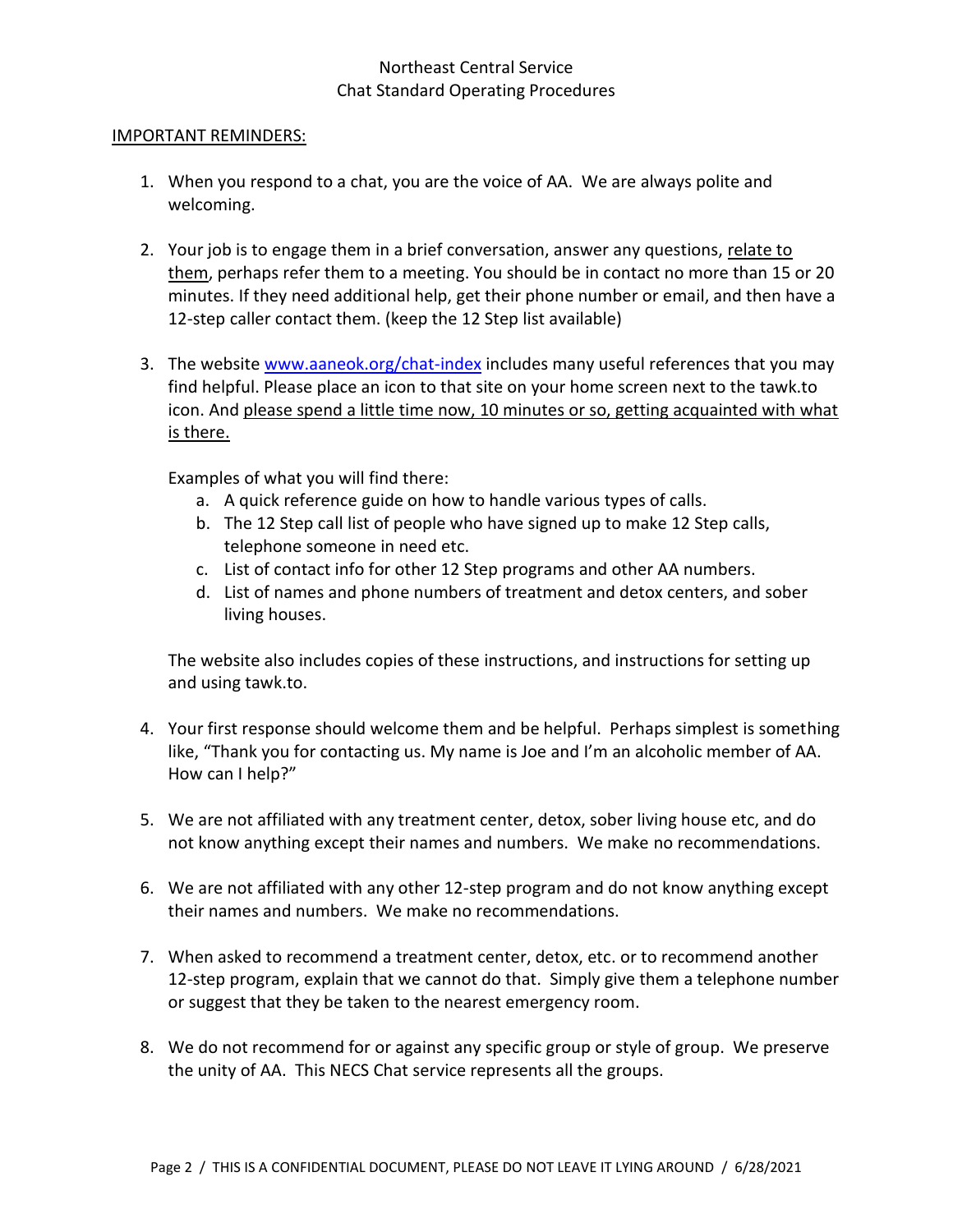Northeast Central Service
Chat Standard Operating Procedures

IMPORTANT REMINDERS:

1. When you respond to a chat, you are the voice of AA. We are always polite and welcoming.

2. Your job is to engage them in a brief conversation, answer any questions, relate to them, perhaps refer them to a meeting. You should be in contact no more than 15 or 20 minutes. If they need additional help, get their phone number or email, and then have a 12-step caller contact them. (keep the 12 Step list available)

3. The website www.aaneok.org/chat-index includes many useful references that you may find helpful. Please place an icon to that site on your home screen next to the tawk.to icon. And please spend a little time now, 10 minutes or so, getting acquainted with what is there.

   Examples of what you will find there:
   a. A quick reference guide on how to handle various types of calls.
   b. The 12 Step call list of people who have signed up to make 12 Step calls, telephone someone in need etc.
   c. List of contact info for other 12 Step programs and other AA numbers.
   d. List of names and phone numbers of treatment and detox centers, and sober living houses.

   The website also includes copies of these instructions, and instructions for setting up and using tawk.to.

4. Your first response should welcome them and be helpful. Perhaps simplest is something like, "Thank you for contacting us. My name is Joe and I'm an alcoholic member of AA. How can I help?"

5. We are not affiliated with any treatment center, detox, sober living house etc, and do not know anything except their names and numbers. We make no recommendations.

6. We are not affiliated with any other 12-step program and do not know anything except their names and numbers. We make no recommendations.

7. When asked to recommend a treatment center, detox, etc. or to recommend another 12-step program, explain that we cannot do that. Simply give them a telephone number or suggest that they be taken to the nearest emergency room.

8. We do not recommend for or against any specific group or style of group. We preserve the unity of AA. This NECS Chat service represents all the groups.

THIS IS A CONFIDENTIAL DOCUMENT, PLEASE DO NOT LEAVE IT LYING AROUND / 6/28/2021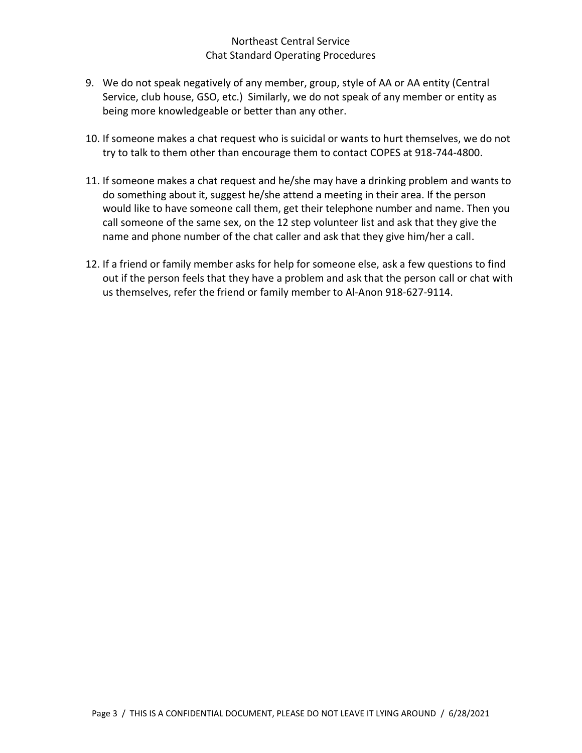9. We do not speak negatively of any member, group, style of AA or AA entity (Central Service, club house, GSO, etc.) Similarly, we do not speak of any member or entity as being more knowledgeable or better than any other.

10. If someone makes a chat request who is suicidal or wants to hurt themselves, we do not try to talk to them other than encourage them to contact COPES at 918-744-4800.

11. If someone makes a chat request and he/she may have a drinking problem and wants to do something about it, suggest he/she attend a meeting in their area. If the person would like to have someone call them, get their telephone number and name. Then you call someone of the same sex, on the 12 step volunteer list and ask that they give the name and phone number of the chat caller and ask that they give him/her a call.

12. If a friend or family member asks for help for someone else, ask a few questions to find out if the person feels that they have a problem and ask that the person call or chat with us themselves, refer the friend or family member to Al-Anon 918-627-9114.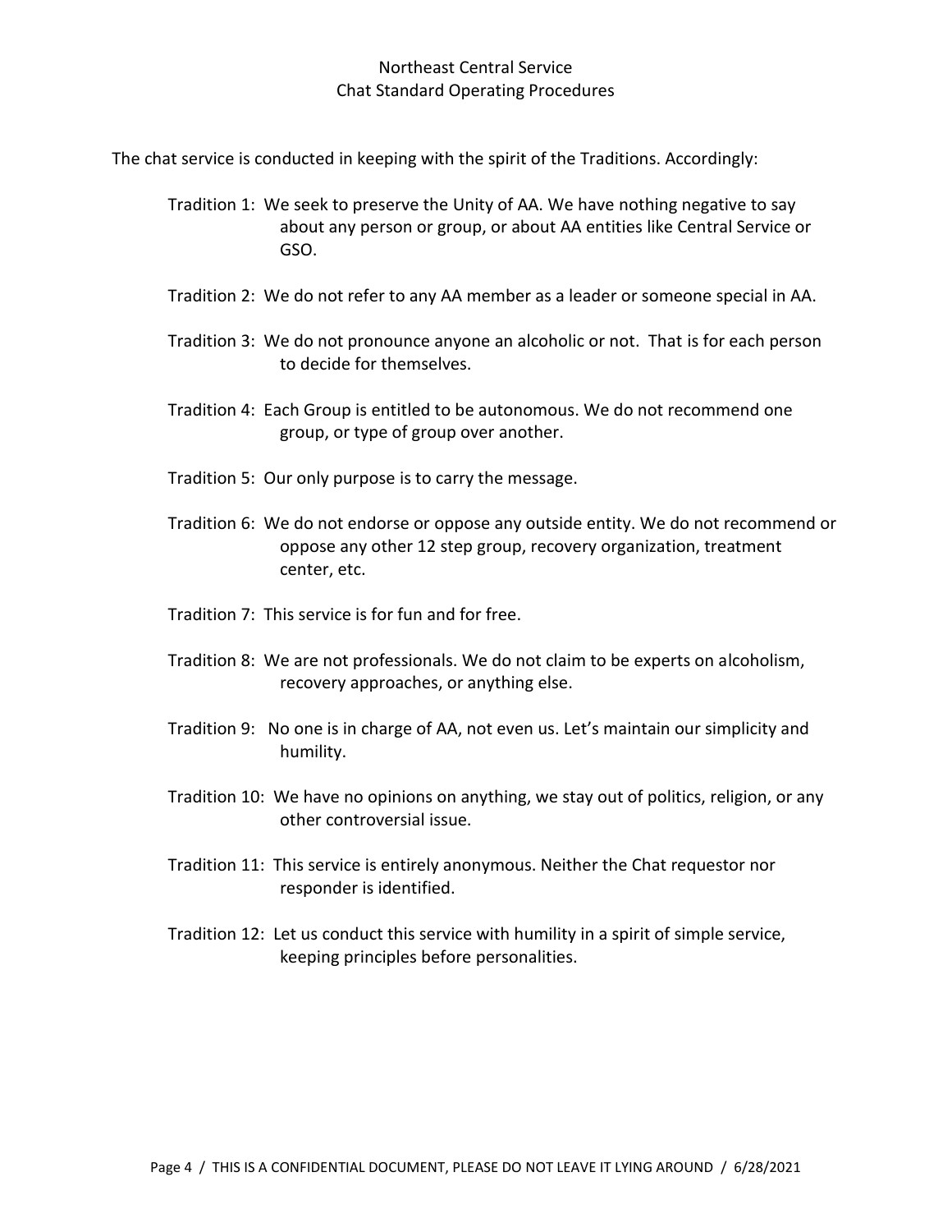The chat service is conducted in keeping with the spirit of the Traditions. Accordingly:

- Tradition 1: We seek to preserve the Unity of AA. We have nothing negative to say about any person or group, or about AA entities like Central Service or GSO.
- Tradition 2: We do not refer to any AA member as a leader or someone special in AA.
- Tradition 3: We do not pronounce anyone an alcoholic or not. That is for each person to decide for themselves.
- Tradition 4: Each Group is entitled to be autonomous. We do not recommend one group, or type of group over another.
- Tradition 5: Our only purpose is to carry the message.
- Tradition 6: We do not endorse or oppose any outside entity. We do not recommend or oppose any other 12 step group, recovery organization, treatment center, etc.
- Tradition 7: This service is for fun and for free.
- Tradition 8: We are not professionals. We do not claim to be experts on alcoholism, recovery approaches, or anything else.
- Tradition 9: No one is in charge of AA, not even us. Let's maintain our simplicity and humility.
- Tradition 10: We have no opinions on anything, we stay out of politics, religion, or any other controversial issue.
- Tradition 11: This service is entirely anonymous. Neither the Chat requestor nor responder is identified.
- Tradition 12: Let us conduct this service with humility in a spirit of simple service, keeping principles before personalities.